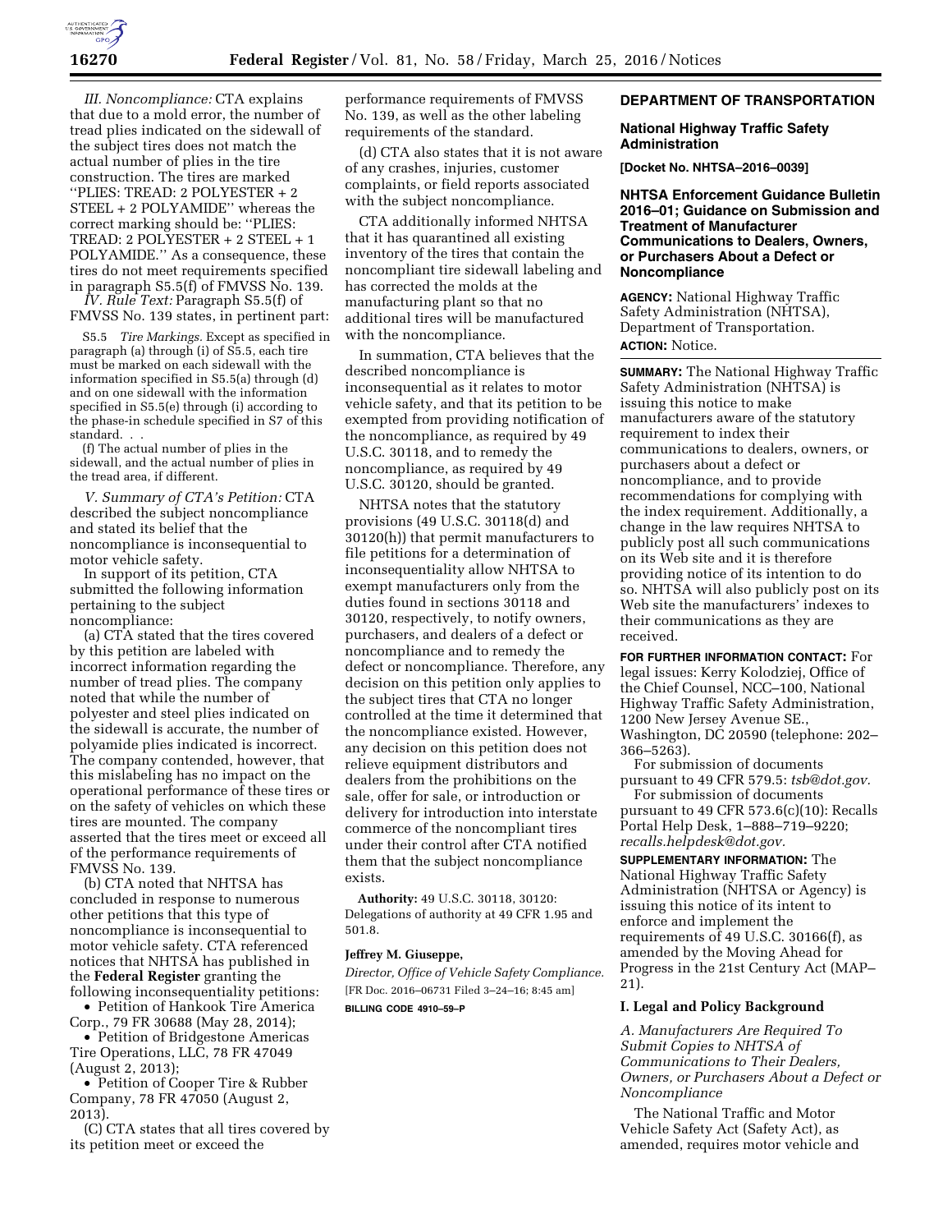*III. Noncompliance:* CTA explains that due to a mold error, the number of tread plies indicated on the sidewall of the subject tires does not match the actual number of plies in the tire construction. The tires are marked ''PLIES: TREAD: 2 POLYESTER + 2 STEEL + 2 POLYAMIDE'' whereas the correct marking should be: ''PLIES: TREAD: 2 POLYESTER + 2 STEEL + 1 POLYAMIDE.'' As a consequence, these tires do not meet requirements specified in paragraph S5.5(f) of FMVSS No. 139.

*IV. Rule Text:* Paragraph S5.5(f) of FMVSS No. 139 states, in pertinent part:

> S5.5 *Tire Markings.* Except as specified in paragraph (a) through (i) of S5.5, each tire must be marked on each sidewall with the information specified in S5.5(a) through (d) and on one sidewall with the information specified in S5.5(e) through (i) according to the phase-in schedule specified in S7 of this standard. . .
>
> (f) The actual number of plies in the sidewall, and the actual number of plies in the tread area, if different.

*V. Summary of CTA's Petition:* CTA described the subject noncompliance and stated its belief that the noncompliance is inconsequential to motor vehicle safety.

In support of its petition, CTA submitted the following information pertaining to the subject noncompliance:

(a) CTA stated that the tires covered by this petition are labeled with incorrect information regarding the number of tread plies. The company noted that while the number of polyester and steel plies indicated on the sidewall is accurate, the number of polyamide plies indicated is incorrect. The company contended, however, that this mislabeling has no impact on the operational performance of these tires or on the safety of vehicles on which these tires are mounted. The company asserted that the tires meet or exceed all of the performance requirements of FMVSS No. 139.

(b) CTA noted that NHTSA has concluded in response to numerous other petitions that this type of noncompliance is inconsequential to motor vehicle safety. CTA referenced notices that NHTSA has published in the **Federal Register** granting the following inconsequentiality petitions:

- Petition of Hankook Tire America Corp., 79 FR 30688 (May 28, 2014);
- Petition of Bridgestone Americas Tire Operations, LLC, 78 FR 47049 (August 2, 2013);
- Petition of Cooper Tire & Rubber Company, 78 FR 47050 (August 2, 2013).

(C) CTA states that all tires covered by its petition meet or exceed the performance requirements of FMVSS No. 139, as well as the other labeling requirements of the standard.

(d) CTA also states that it is not aware of any crashes, injuries, customer complaints, or field reports associated with the subject noncompliance.

CTA additionally informed NHTSA that it has quarantined all existing inventory of the tires that contain the noncompliant tire sidewall labeling and has corrected the molds at the manufacturing plant so that no additional tires will be manufactured with the noncompliance.

In summation, CTA believes that the described noncompliance is inconsequential as it relates to motor vehicle safety, and that its petition to be exempted from providing notification of the noncompliance, as required by 49 U.S.C. 30118, and to remedy the noncompliance, as required by 49 U.S.C. 30120, should be granted.

NHTSA notes that the statutory provisions (49 U.S.C. 30118(d) and 30120(h)) that permit manufacturers to file petitions for a determination of inconsequentiality allow NHTSA to exempt manufacturers only from the duties found in sections 30118 and 30120, respectively, to notify owners, purchasers, and dealers of a defect or noncompliance and to remedy the defect or noncompliance. Therefore, any decision on this petition only applies to the subject tires that CTA no longer controlled at the time it determined that the noncompliance existed. However, any decision on this petition does not relieve equipment distributors and dealers from the prohibitions on the sale, offer for sale, or introduction or delivery for introduction into interstate commerce of the noncompliant tires under their control after CTA notified them that the subject noncompliance exists.

**Authority:** 49 U.S.C. 30118, 30120: Delegations of authority at 49 CFR 1.95 and 501.8.

**Jeffrey M. Giuseppe,**

*Director, Office of Vehicle Safety Compliance.*

[FR Doc. 2016–06731 Filed 3–24–16; 8:45 am]

**BILLING CODE 4910–59–P**

## DEPARTMENT OF TRANSPORTATION

### National Highway Traffic Safety Administration

**[Docket No. NHTSA–2016–0039]**

### NHTSA Enforcement Guidance Bulletin 2016–01; Guidance on Submission and Treatment of Manufacturer Communications to Dealers, Owners, or Purchasers About a Defect or Noncompliance

**AGENCY:** National Highway Traffic Safety Administration (NHTSA), Department of Transportation.

**ACTION:** Notice.

**SUMMARY:** The National Highway Traffic Safety Administration (NHTSA) is issuing this notice to make manufacturers aware of the statutory requirement to index their communications to dealers, owners, or purchasers about a defect or noncompliance, and to provide recommendations for complying with the index requirement. Additionally, a change in the law requires NHTSA to publicly post all such communications on its Web site and it is therefore providing notice of its intention to do so. NHTSA will also publicly post on its Web site the manufacturers' indexes to their communications as they are received.

**FOR FURTHER INFORMATION CONTACT:** For legal issues: Kerry Kolodziej, Office of the Chief Counsel, NCC–100, National Highway Traffic Safety Administration, 1200 New Jersey Avenue SE., Washington, DC 20590 (telephone: 202–366–5263).

For submission of documents pursuant to 49 CFR 579.5: *tsb@dot.gov.*

For submission of documents pursuant to 49 CFR 573.6(c)(10): Recalls Portal Help Desk, 1–888–719–9220; *recalls.helpdesk@dot.gov.*

**SUPPLEMENTARY INFORMATION:** The National Highway Traffic Safety Administration (NHTSA or Agency) is issuing this notice of its intent to enforce and implement the requirements of 49 U.S.C. 30166(f), as amended by the Moving Ahead for Progress in the 21st Century Act (MAP–21).

## I. Legal and Policy Background

### *A. Manufacturers Are Required To Submit Copies to NHTSA of Communications to Their Dealers, Owners, or Purchasers About a Defect or Noncompliance*

The National Traffic and Motor Vehicle Safety Act (Safety Act), as amended, requires motor vehicle and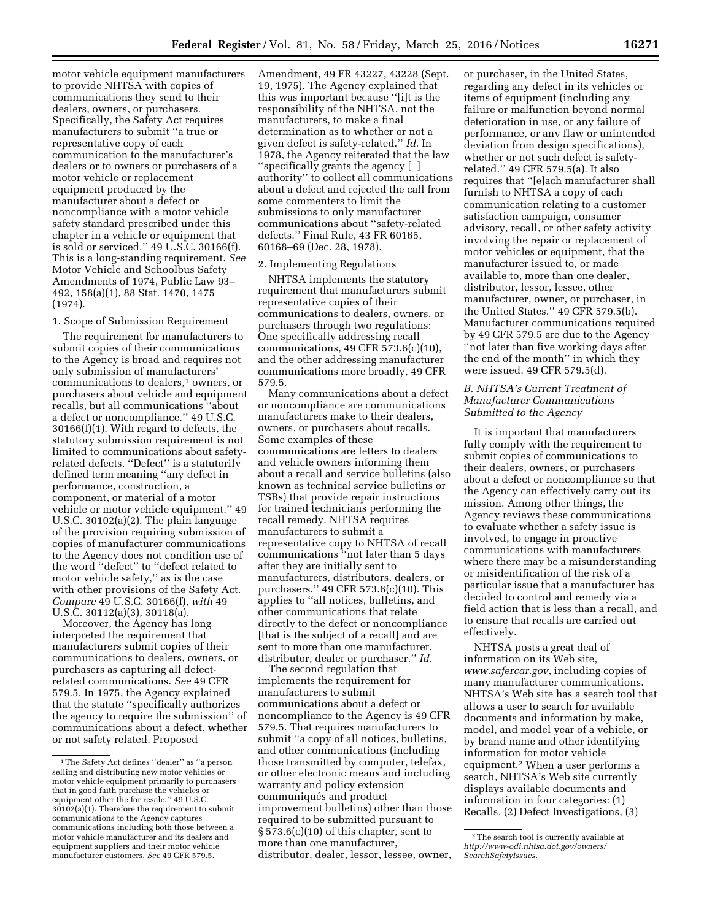motor vehicle equipment manufacturers to provide NHTSA with copies of communications they send to their dealers, owners, or purchasers. Specifically, the Safety Act requires manufacturers to submit ''a true or representative copy of each communication to the manufacturer's dealers or to owners or purchasers of a motor vehicle or replacement equipment produced by the manufacturer about a defect or noncompliance with a motor vehicle safety standard prescribed under this chapter in a vehicle or equipment that is sold or serviced.'' 49 U.S.C. 30166(f). This is a long-standing requirement. *See* Motor Vehicle and Schoolbus Safety Amendments of 1974, Public Law 93–492, 158(a)(1), 88 Stat. 1470, 1475 (1974).

1. Scope of Submission Requirement

The requirement for manufacturers to submit copies of their communications to the Agency is broad and requires not only submission of manufacturers' communications to dealers,[1] owners, or purchasers about vehicle and equipment recalls, but all communications ''about a defect or noncompliance.'' 49 U.S.C. 30166(f)(1). With regard to defects, the statutory submission requirement is not limited to communications about safety-related defects. ''Defect'' is a statutorily defined term meaning ''any defect in performance, construction, a component, or material of a motor vehicle or motor vehicle equipment.'' 49 U.S.C. 30102(a)(2). The plain language of the provision requiring submission of copies of manufacturer communications to the Agency does not condition use of the word ''defect'' to ''defect related to motor vehicle safety,'' as is the case with other provisions of the Safety Act. *Compare* 49 U.S.C. 30166(f), *with* 49 U.S.C. 30112(a)(3), 30118(a).

Moreover, the Agency has long interpreted the requirement that manufacturers submit copies of their communications to dealers, owners, or purchasers as capturing all defect-related communications. *See* 49 CFR 579.5. In 1975, the Agency explained that the statute ''specifically authorizes the agency to require the submission'' of communications about a defect, whether or not safety related. Proposed Amendment, 49 FR 43227, 43228 (Sept. 19, 1975). The Agency explained that this was important because ''[i]t is the responsibility of the NHTSA, not the manufacturers, to make a final determination as to whether or not a given defect is safety-related.'' *Id.* In 1978, the Agency reiterated that the law ''specifically grants the agency [ ] authority'' to collect all communications about a defect and rejected the call from some commenters to limit the submissions to only manufacturer communications about ''safety-related defects.'' Final Rule, 43 FR 60165, 60168–69 (Dec. 28, 1978).

2. Implementing Regulations

NHTSA implements the statutory requirement that manufacturers submit representative copies of their communications to dealers, owners, or purchasers through two regulations: One specifically addressing recall communications, 49 CFR 573.6(c)(10), and the other addressing manufacturer communications more broadly, 49 CFR 579.5.

Many communications about a defect or noncompliance are communications manufacturers make to their dealers, owners, or purchasers about recalls. Some examples of these communications are letters to dealers and vehicle owners informing them about a recall and service bulletins (also known as technical service bulletins or TSBs) that provide repair instructions for trained technicians performing the recall remedy. NHTSA requires manufacturers to submit a representative copy to NHTSA of recall communications ''not later than 5 days after they are initially sent to manufacturers, distributors, dealers, or purchasers.'' 49 CFR 573.6(c)(10). This applies to ''all notices, bulletins, and other communications that relate directly to the defect or noncompliance [that is the subject of a recall] and are sent to more than one manufacturer, distributor, dealer or purchaser.'' *Id.*

The second regulation that implements the requirement for manufacturers to submit communications about a defect or noncompliance to the Agency is 49 CFR 579.5. That regulation requires manufacturers to submit ''a copy of all notices, bulletins, and other communications (including those transmitted by computer, telefax, or other electronic means and including warranty and policy extension communiqués and product improvement bulletins) other than those required to be submitted pursuant to § 573.6(c)(10) of this chapter, sent to more than one manufacturer, distributor, dealer, lessor, lessee, owner, or purchaser, in the United States, regarding any defect in its vehicles or items of equipment (including any failure or malfunction beyond normal deterioration in use, or any failure of performance, or any flaw or unintended deviation from design specifications), whether or not such defect is safety-related.'' 49 CFR 579.5(a). It also requires that ''[e]ach manufacturer shall furnish to NHTSA a copy of each communication relating to a customer satisfaction campaign, consumer advisory, recall, or other safety activity involving the repair or replacement of motor vehicles or equipment, that the manufacturer issued to, or made available to, more than one dealer, distributor, lessor, lessee, other manufacturer, owner, or purchaser, in the United States.'' 49 CFR 579.5(b). Manufacturer communications required by 49 CFR 579.5 are due to the Agency ''not later than five working days after the end of the month'' in which they were issued. 49 CFR 579.5(d).

### *B. NHTSA's Current Treatment of Manufacturer Communications Submitted to the Agency*

It is important that manufacturers fully comply with the requirement to submit copies of communications to their dealers, owners, or purchasers about a defect or noncompliance so that the Agency can effectively carry out its mission. Among other things, the Agency reviews these communications to evaluate whether a safety issue is involved, to engage in proactive communications with manufacturers where there may be a misunderstanding or misidentification of the risk of a particular issue that a manufacturer has decided to control and remedy via a field action that is less than a recall, and to ensure that recalls are carried out effectively.

NHTSA posts a great deal of information on its Web site, *www.safercar.gov*, including copies of many manufacturer communications. NHTSA's Web site has a search tool that allows a user to search for available documents and information by make, model, and model year of a vehicle, or by brand name and other identifying information for motor vehicle equipment.[2] When a user performs a search, NHTSA's Web site currently displays available documents and information in four categories: (1) Recalls, (2) Defect Investigations, (3)

---

[1] The Safety Act defines ''dealer'' as ''a person selling and distributing new motor vehicles or motor vehicle equipment primarily to purchasers that in good faith purchase the vehicles or equipment other the for resale.'' 49 U.S.C. 30102(a)(1). Therefore the requirement to submit communications to the Agency captures communications including both those between a motor vehicle manufacturer and its dealers and equipment suppliers and their motor vehicle manufacturer customers. *See* 49 CFR 579.5.

[2] The search tool is currently available at *http://www-odi.nhtsa.dot.gov/owners/SearchSafetyIssues.*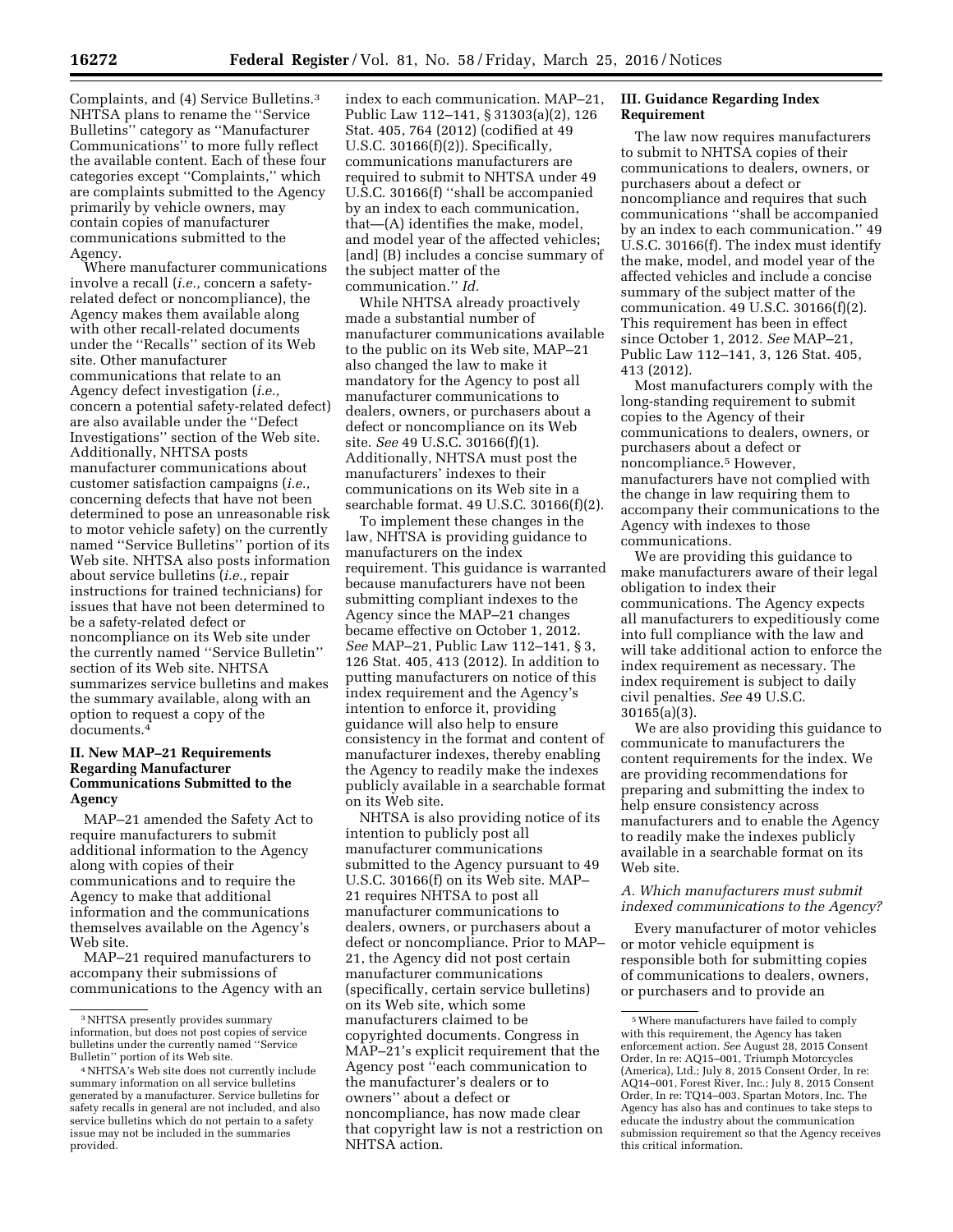Complaints, and (4) Service Bulletins.[3] NHTSA plans to rename the ''Service Bulletins'' category as ''Manufacturer Communications'' to more fully reflect the available content. Each of these four categories except ''Complaints,'' which are complaints submitted to the Agency primarily by vehicle owners, may contain copies of manufacturer communications submitted to the Agency.

Where manufacturer communications involve a recall (*i.e.,* concern a safety-related defect or noncompliance), the Agency makes them available along with other recall-related documents under the ''Recalls'' section of its Web site. Other manufacturer communications that relate to an Agency defect investigation (*i.e.,* concern a potential safety-related defect) are also available under the ''Defect Investigations'' section of the Web site. Additionally, NHTSA posts manufacturer communications about customer satisfaction campaigns (*i.e.,* concerning defects that have not been determined to pose an unreasonable risk to motor vehicle safety) on the currently named ''Service Bulletins'' portion of its Web site. NHTSA also posts information about service bulletins (*i.e.,* repair instructions for trained technicians) for issues that have not been determined to be a safety-related defect or noncompliance on its Web site under the currently named ''Service Bulletin'' section of its Web site. NHTSA summarizes service bulletins and makes the summary available, along with an option to request a copy of the documents.[4]

## II. New MAP–21 Requirements Regarding Manufacturer Communications Submitted to the Agency

MAP–21 amended the Safety Act to require manufacturers to submit additional information to the Agency along with copies of their communications and to require the Agency to make that additional information and the communications themselves available on the Agency's Web site.

MAP–21 required manufacturers to accompany their submissions of communications to the Agency with an index to each communication. MAP–21, Public Law 112–141, § 31303(a)(2), 126 Stat. 405, 764 (2012) (codified at 49 U.S.C. 30166(f)(2)). Specifically, communications manufacturers are required to submit to NHTSA under 49 U.S.C. 30166(f) ''shall be accompanied by an index to each communication, that—(A) identifies the make, model, and model year of the affected vehicles; [and] (B) includes a concise summary of the subject matter of the communication.'' *Id.*

While NHTSA already proactively made a substantial number of manufacturer communications available to the public on its Web site, MAP–21 also changed the law to make it mandatory for the Agency to post all manufacturer communications to dealers, owners, or purchasers about a defect or noncompliance on its Web site. *See* 49 U.S.C. 30166(f)(1). Additionally, NHTSA must post the manufacturers' indexes to their communications on its Web site in a searchable format. 49 U.S.C. 30166(f)(2).

To implement these changes in the law, NHTSA is providing guidance to manufacturers on the index requirement. This guidance is warranted because manufacturers have not been submitting compliant indexes to the Agency since the MAP–21 changes became effective on October 1, 2012. *See* MAP–21, Public Law 112–141, § 3, 126 Stat. 405, 413 (2012). In addition to putting manufacturers on notice of this index requirement and the Agency's intention to enforce it, providing guidance will also help to ensure consistency in the format and content of manufacturer indexes, thereby enabling the Agency to readily make the indexes publicly available in a searchable format on its Web site.

NHTSA is also providing notice of its intention to publicly post all manufacturer communications submitted to the Agency pursuant to 49 U.S.C. 30166(f) on its Web site. MAP–21 requires NHTSA to post all manufacturer communications to dealers, owners, or purchasers about a defect or noncompliance. Prior to MAP–21, the Agency did not post certain manufacturer communications (specifically, certain service bulletins) on its Web site, which some manufacturers claimed to be copyrighted documents. Congress in MAP–21's explicit requirement that the Agency post ''each communication to the manufacturer's dealers or to owners'' about a defect or noncompliance, has now made clear that copyright law is not a restriction on NHTSA action.

## III. Guidance Regarding Index Requirement

The law now requires manufacturers to submit to NHTSA copies of their communications to dealers, owners, or purchasers about a defect or noncompliance and requires that such communications ''shall be accompanied by an index to each communication.'' 49 U.S.C. 30166(f). The index must identify the make, model, and model year of the affected vehicles and include a concise summary of the subject matter of the communication. 49 U.S.C. 30166(f)(2). This requirement has been in effect since October 1, 2012. *See* MAP–21, Public Law 112–141, 3, 126 Stat. 405, 413 (2012).

Most manufacturers comply with the long-standing requirement to submit copies to the Agency of their communications to dealers, owners, or purchasers about a defect or noncompliance.[5] However, manufacturers have not complied with the change in law requiring them to accompany their communications to the Agency with indexes to those communications.

We are providing this guidance to make manufacturers aware of their legal obligation to index their communications. The Agency expects all manufacturers to expeditiously come into full compliance with the law and will take additional action to enforce the index requirement as necessary. The index requirement is subject to daily civil penalties. *See* 49 U.S.C. 30165(a)(3).

We are also providing this guidance to communicate to manufacturers the content requirements for the index. We are providing recommendations for preparing and submitting the index to help ensure consistency across manufacturers and to enable the Agency to readily make the indexes publicly available in a searchable format on its Web site.

### *A. Which manufacturers must submit indexed communications to the Agency?*

Every manufacturer of motor vehicles or motor vehicle equipment is responsible both for submitting copies of communications to dealers, owners, or purchasers and to provide an

---

[3] NHTSA presently provides summary information, but does not post copies of service bulletins under the currently named ''Service Bulletin'' portion of its Web site.

[4] NHTSA's Web site does not currently include summary information on all service bulletins generated by a manufacturer. Service bulletins for safety recalls in general are not included, and also service bulletins which do not pertain to a safety issue may not be included in the summaries provided.

[5] Where manufacturers have failed to comply with this requirement, the Agency has taken enforcement action. *See* August 28, 2015 Consent Order, In re: AQ15–001, Triumph Motorcycles (America), Ltd.; July 8, 2015 Consent Order, In re: AQ14–001, Forest River, Inc.; July 8, 2015 Consent Order, In re: TQ14–003, Spartan Motors, Inc. The Agency has also has and continues to take steps to educate the industry about the communication submission requirement so that the Agency receives this critical information.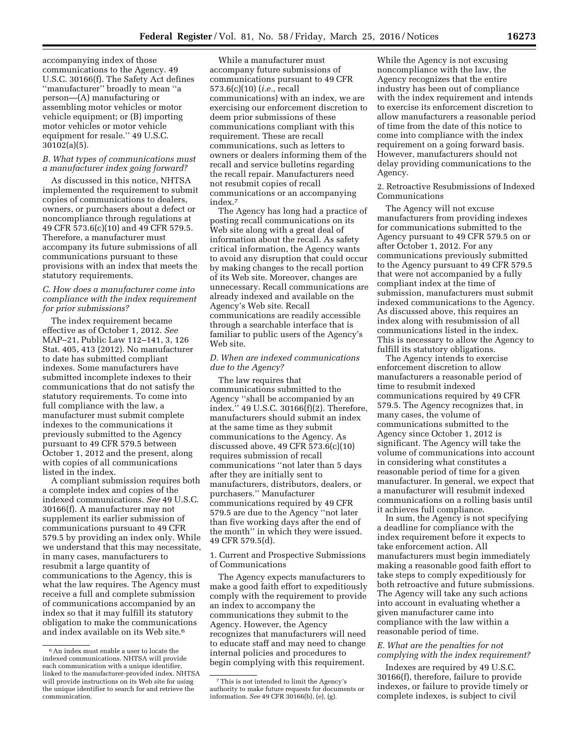accompanying index of those communications to the Agency. 49 U.S.C. 30166(f). The Safety Act defines ''manufacturer'' broadly to mean ''a person—(A) manufacturing or assembling motor vehicles or motor vehicle equipment; or (B) importing motor vehicles or motor vehicle equipment for resale.'' 49 U.S.C. 30102(a)(5).

### *B. What types of communications must a manufacturer index going forward?*

As discussed in this notice, NHTSA implemented the requirement to submit copies of communications to dealers, owners, or purchasers about a defect or noncompliance through regulations at 49 CFR 573.6(c)(10) and 49 CFR 579.5. Therefore, a manufacturer must accompany its future submissions of all communications pursuant to these provisions with an index that meets the statutory requirements.

### *C. How does a manufacturer come into compliance with the index requirement for prior submissions?*

The index requirement became effective as of October 1, 2012. *See* MAP–21, Public Law 112–141, 3, 126 Stat. 405, 413 (2012). No manufacturer to date has submitted compliant indexes. Some manufacturers have submitted incomplete indexes to their communications that do not satisfy the statutory requirements. To come into full compliance with the law, a manufacturer must submit complete indexes to the communications it previously submitted to the Agency pursuant to 49 CFR 579.5 between October 1, 2012 and the present, along with copies of all communications listed in the index.

A compliant submission requires both a complete index and copies of the indexed communications. *See* 49 U.S.C. 30166(f). A manufacturer may not supplement its earlier submission of communications pursuant to 49 CFR 579.5 by providing an index only. While we understand that this may necessitate, in many cases, manufacturers to resubmit a large quantity of communications to the Agency, this is what the law requires. The Agency must receive a full and complete submission of communications accompanied by an index so that it may fulfill its statutory obligation to make the communications and index available on its Web site.[6]

While a manufacturer must accompany future submissions of communications pursuant to 49 CFR 573.6(c)(10) (*i.e.,* recall communications) with an index, we are exercising our enforcement discretion to deem prior submissions of these communications compliant with this requirement. These are recall communications, such as letters to owners or dealers informing them of the recall and service bulletins regarding the recall repair. Manufacturers need not resubmit copies of recall communications or an accompanying index.[7]

The Agency has long had a practice of posting recall communications on its Web site along with a great deal of information about the recall. As safety critical information, the Agency wants to avoid any disruption that could occur by making changes to the recall portion of its Web site. Moreover, changes are unnecessary. Recall communications are already indexed and available on the Agency's Web site. Recall communications are readily accessible through a searchable interface that is familiar to public users of the Agency's Web site.

### *D. When are indexed communications due to the Agency?*

The law requires that communications submitted to the Agency ''shall be accompanied by an index.'' 49 U.S.C. 30166(f)(2). Therefore, manufacturers should submit an index at the same time as they submit communications to the Agency. As discussed above, 49 CFR 573.6(c)(10) requires submission of recall communications ''not later than 5 days after they are initially sent to manufacturers, distributors, dealers, or purchasers.'' Manufacturer communications required by 49 CFR 579.5 are due to the Agency ''not later than five working days after the end of the month'' in which they were issued. 49 CFR 579.5(d).

#### 1. Current and Prospective Submissions of Communications

The Agency expects manufacturers to make a good faith effort to expeditiously comply with the requirement to provide an index to accompany the communications they submit to the Agency. However, the Agency recognizes that manufacturers will need to educate staff and may need to change internal policies and procedures to begin complying with this requirement. While the Agency is not excusing noncompliance with the law, the Agency recognizes that the entire industry has been out of compliance with the index requirement and intends to exercise its enforcement discretion to allow manufacturers a reasonable period of time from the date of this notice to come into compliance with the index requirement on a going forward basis. However, manufacturers should not delay providing communications to the Agency.

#### 2. Retroactive Resubmissions of Indexed Communications

The Agency will not excuse manufacturers from providing indexes for communications submitted to the Agency pursuant to 49 CFR 579.5 on or after October 1, 2012. For any communications previously submitted to the Agency pursuant to 49 CFR 579.5 that were not accompanied by a fully compliant index at the time of submission, manufacturers must submit indexed communications to the Agency. As discussed above, this requires an index along with resubmission of all communications listed in the index. This is necessary to allow the Agency to fulfill its statutory obligations.

The Agency intends to exercise enforcement discretion to allow manufacturers a reasonable period of time to resubmit indexed communications required by 49 CFR 579.5. The Agency recognizes that, in many cases, the volume of communications submitted to the Agency since October 1, 2012 is significant. The Agency will take the volume of communications into account in considering what constitutes a reasonable period of time for a given manufacturer. In general, we expect that a manufacturer will resubmit indexed communications on a rolling basis until it achieves full compliance.

In sum, the Agency is not specifying a deadline for compliance with the index requirement before it expects to take enforcement action. All manufacturers must begin immediately making a reasonable good faith effort to take steps to comply expeditiously for both retroactive and future submissions. The Agency will take any such actions into account in evaluating whether a given manufacturer came into compliance with the law within a reasonable period of time.

### *E. What are the penalties for not complying with the index requirement?*

Indexes are required by 49 U.S.C. 30166(f), therefore, failure to provide indexes, or failure to provide timely or complete indexes, is subject to civil

---

[6] An index must enable a user to locate the indexed communications. NHTSA will provide each communication with a unique identifier, linked to the manufacturer-provided index. NHTSA will provide instructions on its Web site for using the unique identifier to search for and retrieve the communication.

[7] This is not intended to limit the Agency's authority to make future requests for documents or information. *See* 49 CFR 30166(b), (e), (g).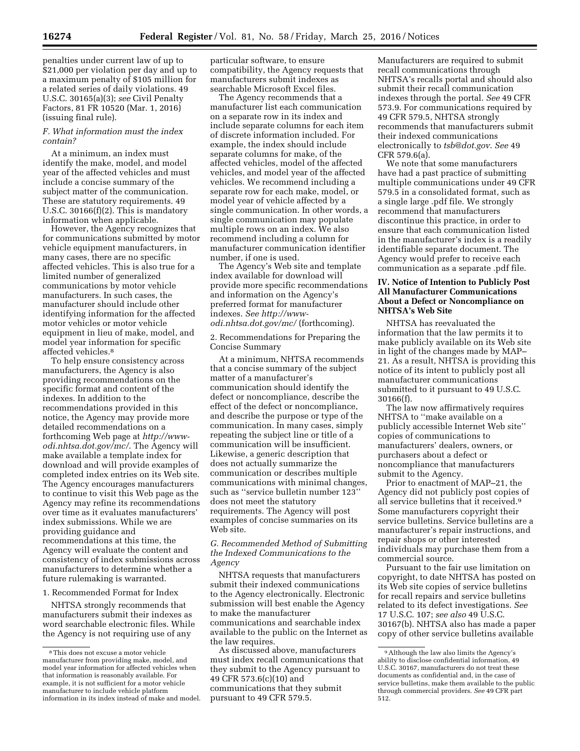penalties under current law of up to $21,000 per violation per day and up to a maximum penalty of $105 million for a related series of daily violations. 49 U.S.C. 30165(a)(3); *see* Civil Penalty Factors, 81 FR 10520 (Mar. 1, 2016) (issuing final rule).

### *F. What information must the index contain?*

At a minimum, an index must identify the make, model, and model year of the affected vehicles and must include a concise summary of the subject matter of the communication. These are statutory requirements. 49 U.S.C. 30166(f)(2). This is mandatory information when applicable.

However, the Agency recognizes that for communications submitted by motor vehicle equipment manufacturers, in many cases, there are no specific affected vehicles. This is also true for a limited number of generalized communications by motor vehicle manufacturers. In such cases, the manufacturer should include other identifying information for the affected motor vehicles or motor vehicle equipment in lieu of make, model, and model year information for specific affected vehicles.[8]

To help ensure consistency across manufacturers, the Agency is also providing recommendations on the specific format and content of the indexes. In addition to the recommendations provided in this notice, the Agency may provide more detailed recommendations on a forthcoming Web page at *http://www-odi.nhtsa.dot.gov/mc/*. The Agency will make available a template index for download and will provide examples of completed index entries on its Web site. The Agency encourages manufacturers to continue to visit this Web page as the Agency may refine its recommendations over time as it evaluates manufacturers' index submissions. While we are providing guidance and recommendations at this time, the Agency will evaluate the content and consistency of index submissions across manufacturers to determine whether a future rulemaking is warranted.

1. Recommended Format for Index

NHTSA strongly recommends that manufacturers submit their indexes as word searchable electronic files. While the Agency is not requiring use of any particular software, to ensure compatibility, the Agency requests that manufacturers submit indexes as searchable Microsoft Excel files.

The Agency recommends that a manufacturer list each communication on a separate row in its index and include separate columns for each item of discrete information included. For example, the index should include separate columns for make, of the affected vehicles, model of the affected vehicles, and model year of the affected vehicles. We recommend including a separate row for each make, model, or model year of vehicle affected by a single communication. In other words, a single communication may populate multiple rows on an index. We also recommend including a column for manufacturer communication identifier number, if one is used.

The Agency's Web site and template index available for download will provide more specific recommendations and information on the Agency's preferred format for manufacturer indexes. *See http://www-odi.nhtsa.dot.gov/mc/* (forthcoming).

2. Recommendations for Preparing the Concise Summary

At a minimum, NHTSA recommends that a concise summary of the subject matter of a manufacturer's communication should identify the defect or noncompliance, describe the effect of the defect or noncompliance, and describe the purpose or type of the communication. In many cases, simply repeating the subject line or title of a communication will be insufficient. Likewise, a generic description that does not actually summarize the communication or describes multiple communications with minimal changes, such as ''service bulletin number 123'' does not meet the statutory requirements. The Agency will post examples of concise summaries on its Web site.

### *G. Recommended Method of Submitting the Indexed Communications to the Agency*

NHTSA requests that manufacturers submit their indexed communications to the Agency electronically. Electronic submission will best enable the Agency to make the manufacturer communications and searchable index available to the public on the Internet as the law requires.

As discussed above, manufacturers must index recall communications that they submit to the Agency pursuant to 49 CFR 573.6(c)(10) and communications that they submit pursuant to 49 CFR 579.5. Manufacturers are required to submit recall communications through NHTSA's recalls portal and should also submit their recall communication indexes through the portal. *See* 49 CFR 573.9. For communications required by 49 CFR 579.5, NHTSA strongly recommends that manufacturers submit their indexed communications electronically to *tsb@dot.gov*. *See* 49 CFR 579.6(a).

We note that some manufacturers have had a past practice of submitting multiple communications under 49 CFR 579.5 in a consolidated format, such as a single large .pdf file. We strongly recommend that manufacturers discontinue this practice, in order to ensure that each communication listed in the manufacturer's index is a readily identifiable separate document. The Agency would prefer to receive each communication as a separate .pdf file.

## IV. Notice of Intention to Publicly Post All Manufacturer Communications About a Defect or Noncompliance on NHTSA's Web Site

NHTSA has reevaluated the information that the law permits it to make publicly available on its Web site in light of the changes made by MAP–21. As a result, NHTSA is providing this notice of its intent to publicly post all manufacturer communications submitted to it pursuant to 49 U.S.C. 30166(f).

The law now affirmatively requires NHTSA to ''make available on a publicly accessible Internet Web site'' copies of communications to manufacturers' dealers, owners, or purchasers about a defect or noncompliance that manufacturers submit to the Agency.

Prior to enactment of MAP–21, the Agency did not publicly post copies of all service bulletins that it received.[9] Some manufacturers copyright their service bulletins. Service bulletins are a manufacturer's repair instructions, and repair shops or other interested individuals may purchase them from a commercial source.

Pursuant to the fair use limitation on copyright, to date NHTSA has posted on its Web site copies of service bulletins for recall repairs and service bulletins related to its defect investigations. *See* 17 U.S.C. 107; *see also* 49 U.S.C. 30167(b). NHTSA also has made a paper copy of other service bulletins available

---

[8] This does not excuse a motor vehicle manufacturer from providing make, model, and model year information for affected vehicles when that information is reasonably available. For example, it is not sufficient for a motor vehicle manufacturer to include vehicle platform information in its index instead of make and model.

[9] Although the law also limits the Agency's ability to disclose confidential information, 49 U.S.C. 30167, manufacturers do not treat these documents as confidential and, in the case of service bulletins, make them available to the public through commercial providers. *See* 49 CFR part 512.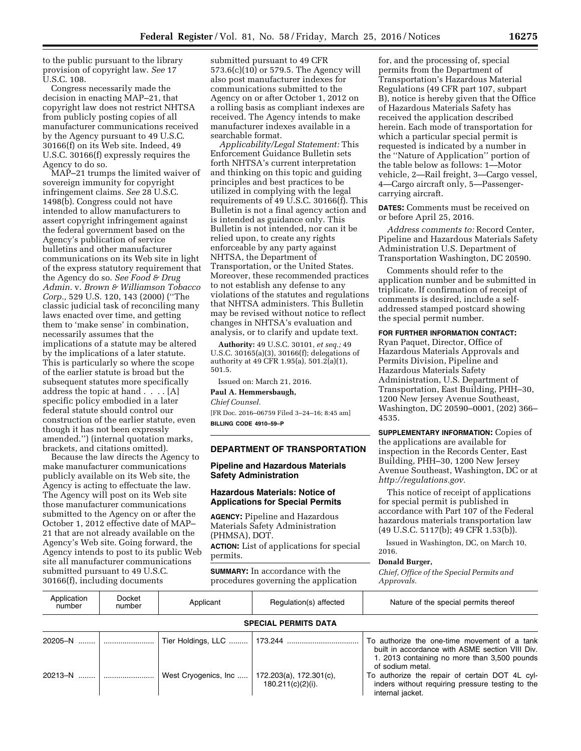to the public pursuant to the library provision of copyright law. *See* 17 U.S.C. 108.

Congress necessarily made the decision in enacting MAP–21, that copyright law does not restrict NHTSA from publicly posting copies of all manufacturer communications received by the Agency pursuant to 49 U.S.C. 30166(f) on its Web site. Indeed, 49 U.S.C. 30166(f) expressly requires the Agency to do so.

MAP–21 trumps the limited waiver of sovereign immunity for copyright infringement claims. *See* 28 U.S.C. 1498(b). Congress could not have intended to allow manufacturers to assert copyright infringement against the federal government based on the Agency's publication of service bulletins and other manufacturer communications on its Web site in light of the express statutory requirement that the Agency do so. *See Food & Drug Admin.* v. *Brown & Williamson Tobacco Corp.,* 529 U.S. 120, 143 (2000) (''The classic judicial task of reconciling many laws enacted over time, and getting them to 'make sense' in combination, necessarily assumes that the implications of a statute may be altered by the implications of a later statute. This is particularly so where the scope of the earlier statute is broad but the subsequent statutes more specifically address the topic at hand . . . . [A] specific policy embodied in a later federal statute should control our construction of the earlier statute, even though it has not been expressly amended.'') (internal quotation marks, brackets, and citations omitted).

Because the law directs the Agency to make manufacturer communications publicly available on its Web site, the Agency is acting to effectuate the law. The Agency will post on its Web site those manufacturer communications submitted to the Agency on or after the October 1, 2012 effective date of MAP–21 that are not already available on the Agency's Web site. Going forward, the Agency intends to post to its public Web site all manufacturer communications submitted pursuant to 49 U.S.C. 30166(f), including documents submitted pursuant to 49 CFR 573.6(c)(10) or 579.5. The Agency will also post manufacturer indexes for communications submitted to the Agency on or after October 1, 2012 on a rolling basis as compliant indexes are received. The Agency intends to make manufacturer indexes available in a searchable format.

*Applicability/Legal Statement:* This Enforcement Guidance Bulletin sets forth NHTSA's current interpretation and thinking on this topic and guiding principles and best practices to be utilized in complying with the legal requirements of 49 U.S.C. 30166(f). This Bulletin is not a final agency action and is intended as guidance only. This Bulletin is not intended, nor can it be relied upon, to create any rights enforceable by any party against NHTSA, the Department of Transportation, or the United States. Moreover, these recommended practices to not establish any defense to any violations of the statutes and regulations that NHTSA administers. This Bulletin may be revised without notice to reflect changes in NHTSA's evaluation and analysis, or to clarify and update text.

**Authority:** 49 U.S.C. 30101, *et seq.;* 49 U.S.C. 30165(a)(3), 30166(f); delegations of authority at 49 CFR 1.95(a), 501.2(a)(1), 501.5.

Issued on: March 21, 2016.

**Paul A. Hemmersbaugh,**

*Chief Counsel.*

[FR Doc. 2016–06759 Filed 3–24–16; 8:45 am]

**BILLING CODE 4910–59–P**

## DEPARTMENT OF TRANSPORTATION

### Pipeline and Hazardous Materials Safety Administration

### Hazardous Materials: Notice of Applications for Special Permits

**AGENCY:** Pipeline and Hazardous Materials Safety Administration (PHMSA), DOT.

**ACTION:** List of applications for special permits.

**SUMMARY:** In accordance with the procedures governing the application for, and the processing of, special permits from the Department of Transportation's Hazardous Material Regulations (49 CFR part 107, subpart B), notice is hereby given that the Office of Hazardous Materials Safety has received the application described herein. Each mode of transportation for which a particular special permit is requested is indicated by a number in the ''Nature of Application'' portion of the table below as follows: 1—Motor vehicle, 2—Rail freight, 3—Cargo vessel, 4—Cargo aircraft only, 5—Passenger-carrying aircraft.

**DATES:** Comments must be received on or before April 25, 2016.

*Address comments to:* Record Center, Pipeline and Hazardous Materials Safety Administration U.S. Department of Transportation Washington, DC 20590.

Comments should refer to the application number and be submitted in triplicate. If confirmation of receipt of comments is desired, include a self-addressed stamped postcard showing the special permit number.

**FOR FURTHER INFORMATION CONTACT:** Ryan Paquet, Director, Office of Hazardous Materials Approvals and Permits Division, Pipeline and Hazardous Materials Safety Administration, U.S. Department of Transportation, East Building, PHH–30, 1200 New Jersey Avenue Southeast, Washington, DC 20590–0001, (202) 366–4535.

**SUPPLEMENTARY INFORMATION:** Copies of the applications are available for inspection in the Records Center, East Building, PHH–30, 1200 New Jersey Avenue Southeast, Washington, DC or at *http://regulations.gov.*

This notice of receipt of applications for special permit is published in accordance with Part 107 of the Federal hazardous materials transportation law (49 U.S.C. 5117(b); 49 CFR 1.53(b)).

Issued in Washington, DC, on March 10, 2016.

**Donald Burger,**

*Chief, Office of the Special Permits and Approvals.*

| Application number | Docket number | Applicant | Regulation(s) affected | Nature of the special permits thereof |
|---|---|---|---|---|
| **SPECIAL PERMITS DATA** | | | | |
| 20205–N | | Tier Holdings, LLC | 173.244 | To authorize the one-time movement of a tank built in accordance with ASME section VIII Div. 1. 2013 containing no more than 3,500 pounds of sodium metal. |
| 20213–N | | West Cryogenics, Inc | 172.203(a), 172.301(c), 180.211(c)(2)(i). | To authorize the repair of certain DOT 4L cylinders without requiring pressure testing to the internal jacket. |